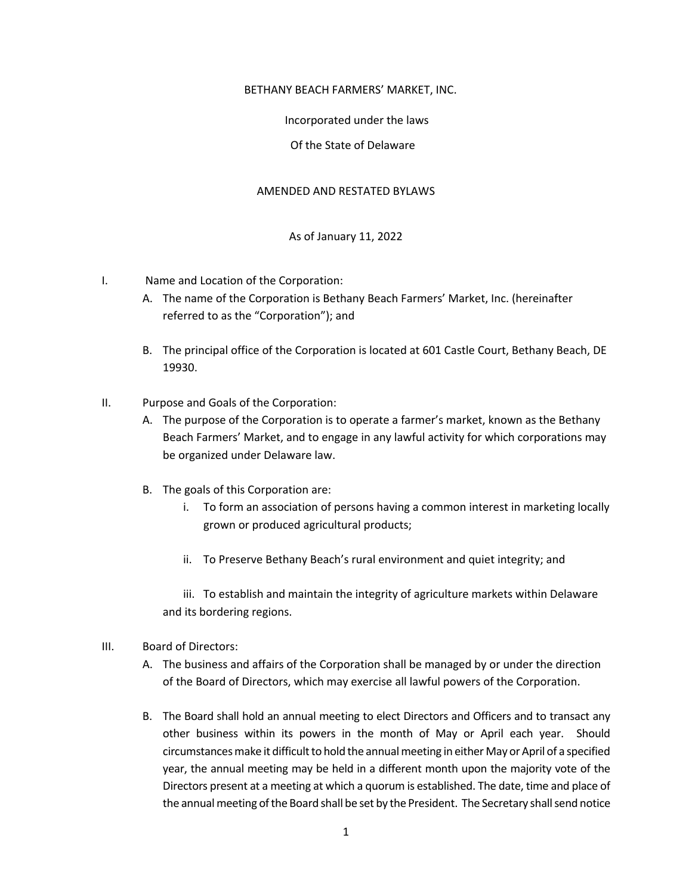BETHANY BEACH FARMERS' MARKET, INC.

Incorporated under the laws

Of the State of Delaware

AMENDED AND RESTATED BYLAWS

As of January 11, 2022

I. Name and Location of the Corporation:

A. The name of the Corporation is Bethany Beach Farmers' Market, Inc. (hereinafter referred to as the "Corporation"); and

B. The principal office of the Corporation is located at 601 Castle Court, Bethany Beach, DE 19930.

II. Purpose and Goals of the Corporation:

A. The purpose of the Corporation is to operate a farmer's market, known as the Bethany Beach Farmers' Market, and to engage in any lawful activity for which corporations may be organized under Delaware law.

B. The goals of this Corporation are:

i. To form an association of persons having a common interest in marketing locally grown or produced agricultural products;

ii. To Preserve Bethany Beach's rural environment and quiet integrity; and

iii. To establish and maintain the integrity of agriculture markets within Delaware and its bordering regions.

III. Board of Directors:

A. The business and affairs of the Corporation shall be managed by or under the direction of the Board of Directors, which may exercise all lawful powers of the Corporation.

B. The Board shall hold an annual meeting to elect Directors and Officers and to transact any other business within its powers in the month of May or April each year. Should circumstances make it difficult to hold the annual meeting in either May or April of a specified year, the annual meeting may be held in a different month upon the majority vote of the Directors present at a meeting at which a quorum is established. The date, time and place of the annual meeting of the Board shall be set by the President. The Secretary shall send notice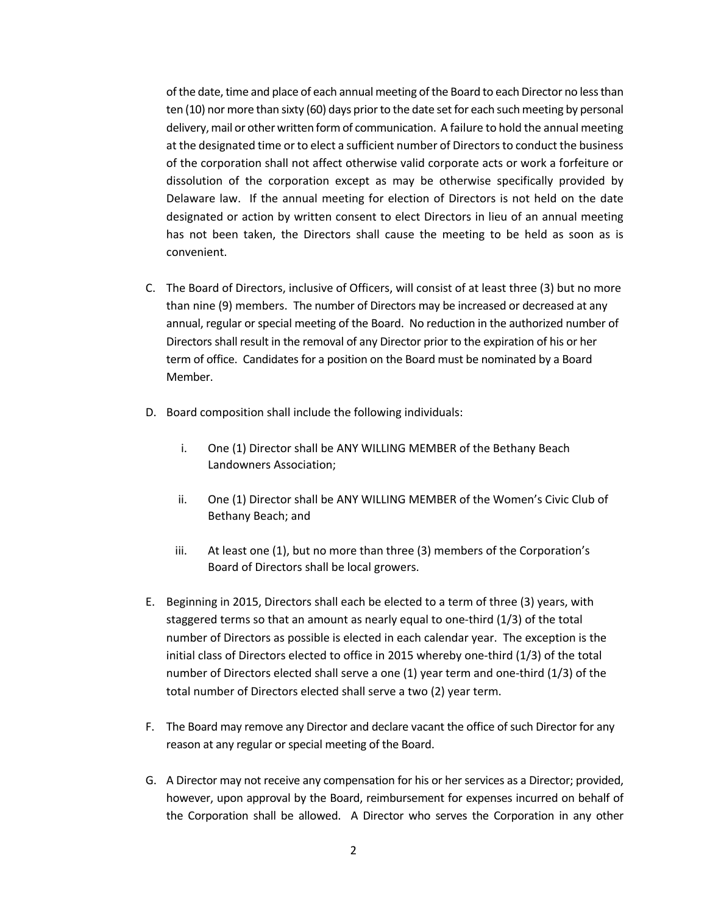of the date, time and place of each annual meeting of the Board to each Director no less than ten (10) nor more than sixty (60) days prior to the date set for each such meeting by personal delivery, mail or other written form of communication. A failure to hold the annual meeting at the designated time or to elect a sufficient number of Directors to conduct the business of the corporation shall not affect otherwise valid corporate acts or work a forfeiture or dissolution of the corporation except as may be otherwise specifically provided by Delaware law. If the annual meeting for election of Directors is not held on the date designated or action by written consent to elect Directors in lieu of an annual meeting has not been taken, the Directors shall cause the meeting to be held as soon as is convenient.

C. The Board of Directors, inclusive of Officers, will consist of at least three (3) but no more than nine (9) members. The number of Directors may be increased or decreased at any annual, regular or special meeting of the Board. No reduction in the authorized number of Directors shall result in the removal of any Director prior to the expiration of his or her term of office. Candidates for a position on the Board must be nominated by a Board Member.

D. Board composition shall include the following individuals:

   i. One (1) Director shall be ANY WILLING MEMBER of the Bethany Beach Landowners Association;

   ii. One (1) Director shall be ANY WILLING MEMBER of the Women's Civic Club of Bethany Beach; and

   iii. At least one (1), but no more than three (3) members of the Corporation's Board of Directors shall be local growers.

E. Beginning in 2015, Directors shall each be elected to a term of three (3) years, with staggered terms so that an amount as nearly equal to one-third (1/3) of the total number of Directors as possible is elected in each calendar year. The exception is the initial class of Directors elected to office in 2015 whereby one-third (1/3) of the total number of Directors elected shall serve a one (1) year term and one-third (1/3) of the total number of Directors elected shall serve a two (2) year term.

F. The Board may remove any Director and declare vacant the office of such Director for any reason at any regular or special meeting of the Board.

G. A Director may not receive any compensation for his or her services as a Director; provided, however, upon approval by the Board, reimbursement for expenses incurred on behalf of the Corporation shall be allowed. A Director who serves the Corporation in any other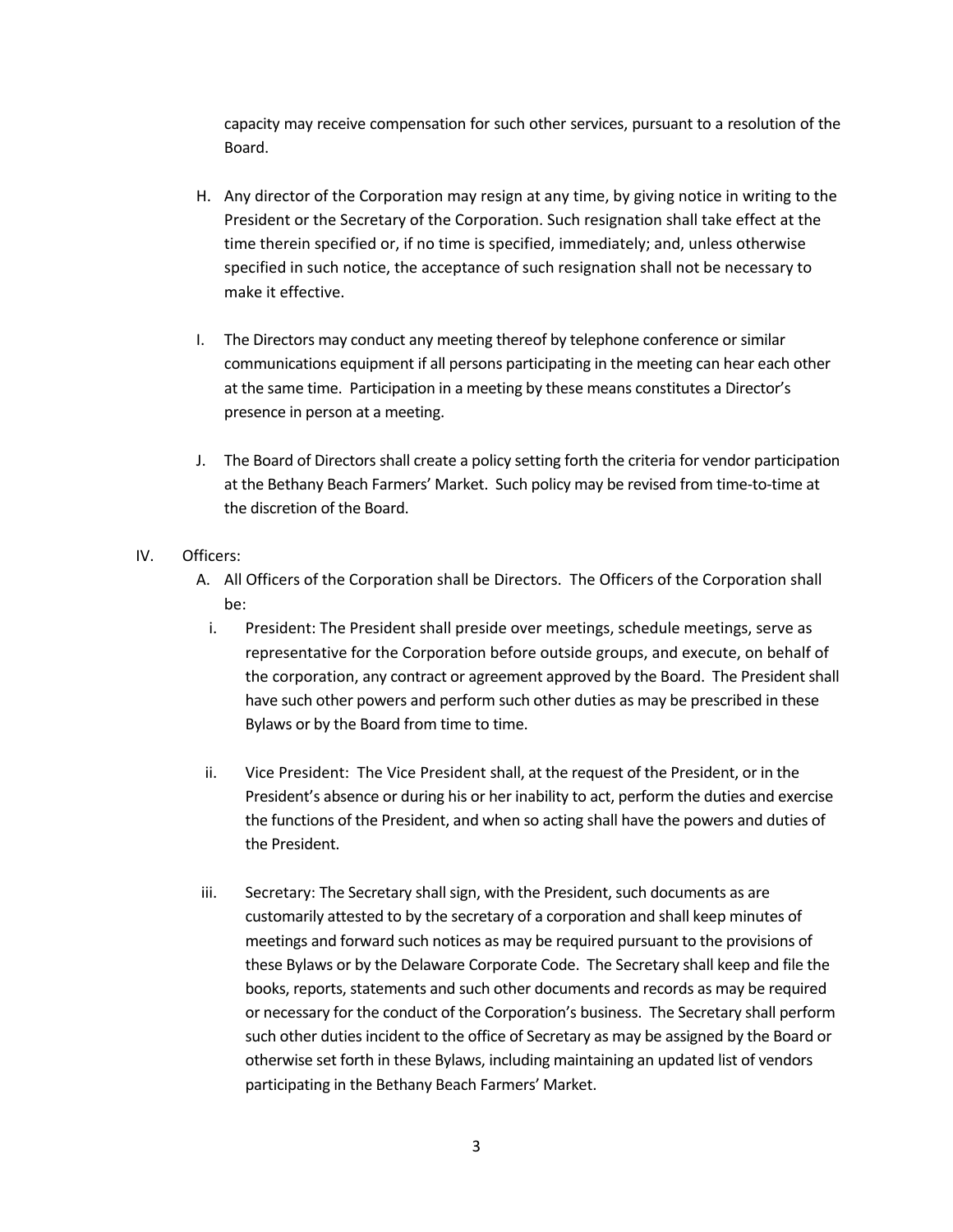capacity may receive compensation for such other services, pursuant to a resolution of the Board.

H. Any director of the Corporation may resign at any time, by giving notice in writing to the President or the Secretary of the Corporation. Such resignation shall take effect at the time therein specified or, if no time is specified, immediately; and, unless otherwise specified in such notice, the acceptance of such resignation shall not be necessary to make it effective.

I. The Directors may conduct any meeting thereof by telephone conference or similar communications equipment if all persons participating in the meeting can hear each other at the same time. Participation in a meeting by these means constitutes a Director's presence in person at a meeting.

J. The Board of Directors shall create a policy setting forth the criteria for vendor participation at the Bethany Beach Farmers' Market. Such policy may be revised from time-to-time at the discretion of the Board.

IV. Officers:

A. All Officers of the Corporation shall be Directors. The Officers of the Corporation shall be:

i. President: The President shall preside over meetings, schedule meetings, serve as representative for the Corporation before outside groups, and execute, on behalf of the corporation, any contract or agreement approved by the Board. The President shall have such other powers and perform such other duties as may be prescribed in these Bylaws or by the Board from time to time.

ii. Vice President: The Vice President shall, at the request of the President, or in the President's absence or during his or her inability to act, perform the duties and exercise the functions of the President, and when so acting shall have the powers and duties of the President.

iii. Secretary: The Secretary shall sign, with the President, such documents as are customarily attested to by the secretary of a corporation and shall keep minutes of meetings and forward such notices as may be required pursuant to the provisions of these Bylaws or by the Delaware Corporate Code. The Secretary shall keep and file the books, reports, statements and such other documents and records as may be required or necessary for the conduct of the Corporation's business. The Secretary shall perform such other duties incident to the office of Secretary as may be assigned by the Board or otherwise set forth in these Bylaws, including maintaining an updated list of vendors participating in the Bethany Beach Farmers' Market.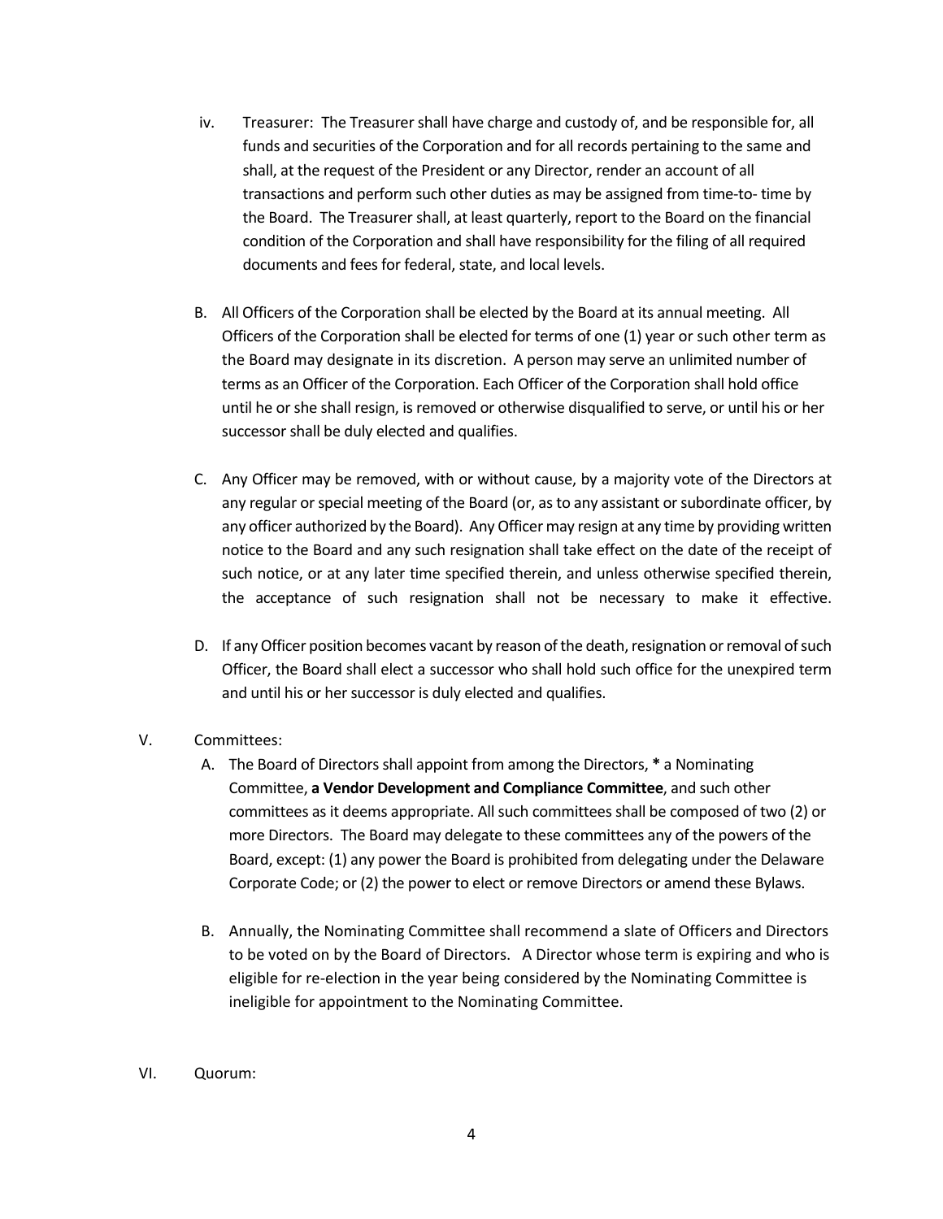iv. Treasurer: The Treasurer shall have charge and custody of, and be responsible for, all funds and securities of the Corporation and for all records pertaining to the same and shall, at the request of the President or any Director, render an account of all transactions and perform such other duties as may be assigned from time-to- time by the Board. The Treasurer shall, at least quarterly, report to the Board on the financial condition of the Corporation and shall have responsibility for the filing of all required documents and fees for federal, state, and local levels.

B. All Officers of the Corporation shall be elected by the Board at its annual meeting. All Officers of the Corporation shall be elected for terms of one (1) year or such other term as the Board may designate in its discretion. A person may serve an unlimited number of terms as an Officer of the Corporation. Each Officer of the Corporation shall hold office until he or she shall resign, is removed or otherwise disqualified to serve, or until his or her successor shall be duly elected and qualifies.

C. Any Officer may be removed, with or without cause, by a majority vote of the Directors at any regular or special meeting of the Board (or, as to any assistant or subordinate officer, by any officer authorized by the Board). Any Officer may resign at any time by providing written notice to the Board and any such resignation shall take effect on the date of the receipt of such notice, or at any later time specified therein, and unless otherwise specified therein, the acceptance of such resignation shall not be necessary to make it effective.

D. If any Officer position becomes vacant by reason of the death, resignation or removal of such Officer, the Board shall elect a successor who shall hold such office for the unexpired term and until his or her successor is duly elected and qualifies.

V. Committees:

A. The Board of Directors shall appoint from among the Directors, **\*** a Nominating Committee, **a Vendor Development and Compliance Committee**, and such other committees as it deems appropriate. All such committees shall be composed of two (2) or more Directors. The Board may delegate to these committees any of the powers of the Board, except: (1) any power the Board is prohibited from delegating under the Delaware Corporate Code; or (2) the power to elect or remove Directors or amend these Bylaws.

B. Annually, the Nominating Committee shall recommend a slate of Officers and Directors to be voted on by the Board of Directors. A Director whose term is expiring and who is eligible for re-election in the year being considered by the Nominating Committee is ineligible for appointment to the Nominating Committee.

VI. Quorum: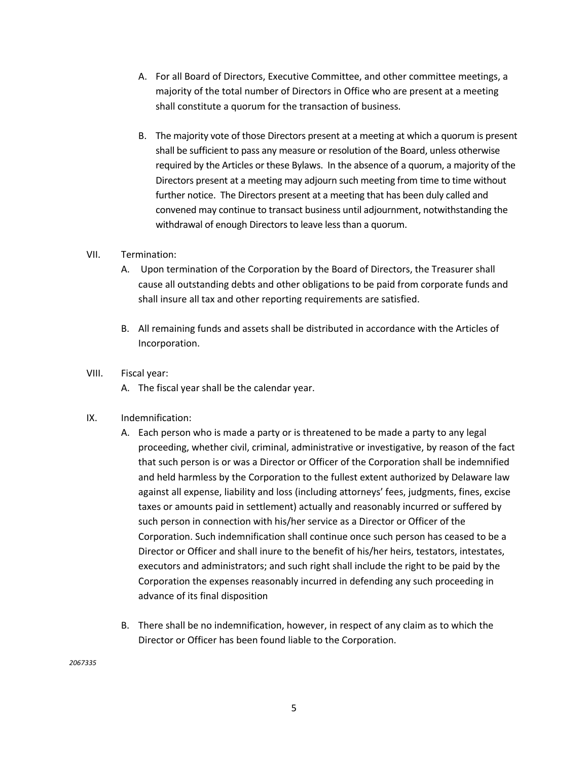A. For all Board of Directors, Executive Committee, and other committee meetings, a majority of the total number of Directors in Office who are present at a meeting shall constitute a quorum for the transaction of business.

B. The majority vote of those Directors present at a meeting at which a quorum is present shall be sufficient to pass any measure or resolution of the Board, unless otherwise required by the Articles or these Bylaws. In the absence of a quorum, a majority of the Directors present at a meeting may adjourn such meeting from time to time without further notice. The Directors present at a meeting that has been duly called and convened may continue to transact business until adjournment, notwithstanding the withdrawal of enough Directors to leave less than a quorum.

VII. Termination:

A. Upon termination of the Corporation by the Board of Directors, the Treasurer shall cause all outstanding debts and other obligations to be paid from corporate funds and shall insure all tax and other reporting requirements are satisfied.

B. All remaining funds and assets shall be distributed in accordance with the Articles of Incorporation.

VIII. Fiscal year:

A. The fiscal year shall be the calendar year.

IX. Indemnification:

A. Each person who is made a party or is threatened to be made a party to any legal proceeding, whether civil, criminal, administrative or investigative, by reason of the fact that such person is or was a Director or Officer of the Corporation shall be indemnified and held harmless by the Corporation to the fullest extent authorized by Delaware law against all expense, liability and loss (including attorneys' fees, judgments, fines, excise taxes or amounts paid in settlement) actually and reasonably incurred or suffered by such person in connection with his/her service as a Director or Officer of the Corporation. Such indemnification shall continue once such person has ceased to be a Director or Officer and shall inure to the benefit of his/her heirs, testators, intestates, executors and administrators; and such right shall include the right to be paid by the Corporation the expenses reasonably incurred in defending any such proceeding in advance of its final disposition

B. There shall be no indemnification, however, in respect of any claim as to which the Director or Officer has been found liable to the Corporation.

*2067335*